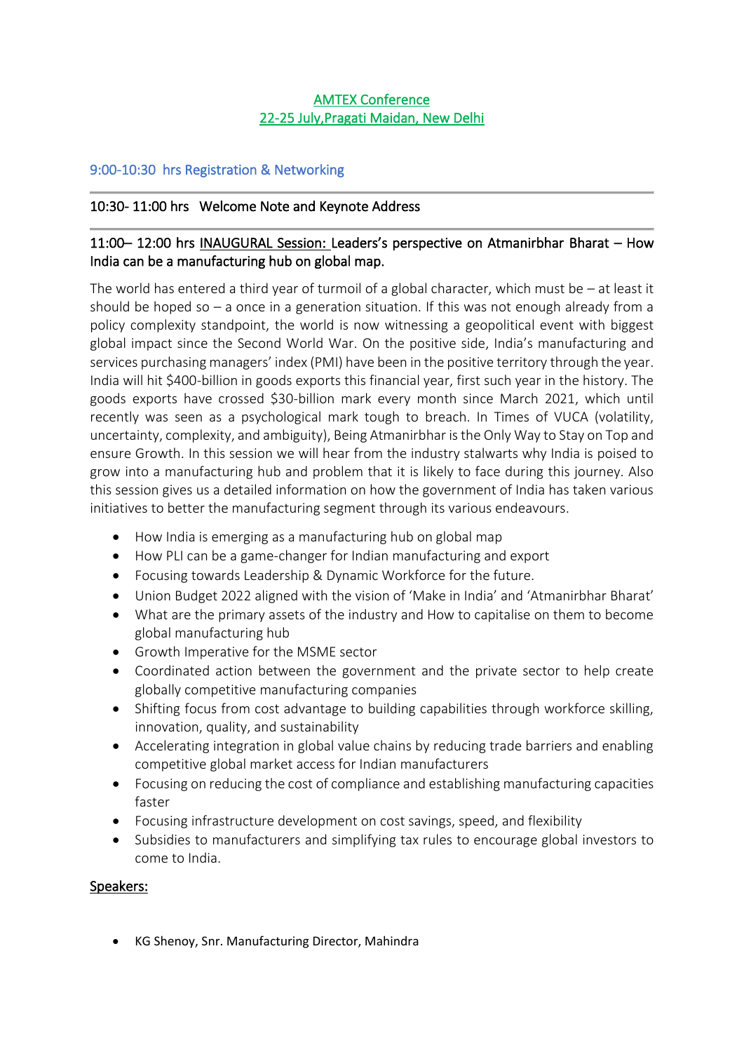# AMTEX Conference
## 22-25 July,Pragati Maidan, New Delhi

### 9:00-10:30 hrs Registration & Networking

---

**10:30- 11:00 hrs Welcome Note and Keynote Address**

---

**11:00– 12:00 hrs INAUGURAL Session: Leaders's perspective on Atmanirbhar Bharat – How India can be a manufacturing hub on global map.**

The world has entered a third year of turmoil of a global character, which must be – at least it should be hoped so – a once in a generation situation. If this was not enough already from a policy complexity standpoint, the world is now witnessing a geopolitical event with biggest global impact since the Second World War. On the positive side, India's manufacturing and services purchasing managers' index (PMI) have been in the positive territory through the year. India will hit $400-billion in goods exports this financial year, first such year in the history. The goods exports have crossed $30-billion mark every month since March 2021, which until recently was seen as a psychological mark tough to breach. In Times of VUCA (volatility, uncertainty, complexity, and ambiguity), Being Atmanirbhar is the Only Way to Stay on Top and ensure Growth. In this session we will hear from the industry stalwarts why India is poised to grow into a manufacturing hub and problem that it is likely to face during this journey. Also this session gives us a detailed information on how the government of India has taken various initiatives to better the manufacturing segment through its various endeavours.

- How India is emerging as a manufacturing hub on global map
- How PLI can be a game-changer for Indian manufacturing and export
- Focusing towards Leadership & Dynamic Workforce for the future.
- Union Budget 2022 aligned with the vision of 'Make in India' and 'Atmanirbhar Bharat'
- What are the primary assets of the industry and How to capitalise on them to become global manufacturing hub
- Growth Imperative for the MSME sector
- Coordinated action between the government and the private sector to help create globally competitive manufacturing companies
- Shifting focus from cost advantage to building capabilities through workforce skilling, innovation, quality, and sustainability
- Accelerating integration in global value chains by reducing trade barriers and enabling competitive global market access for Indian manufacturers
- Focusing on reducing the cost of compliance and establishing manufacturing capacities faster
- Focusing infrastructure development on cost savings, speed, and flexibility
- Subsidies to manufacturers and simplifying tax rules to encourage global investors to come to India.

**Speakers:**

- KG Shenoy, Snr. Manufacturing Director, Mahindra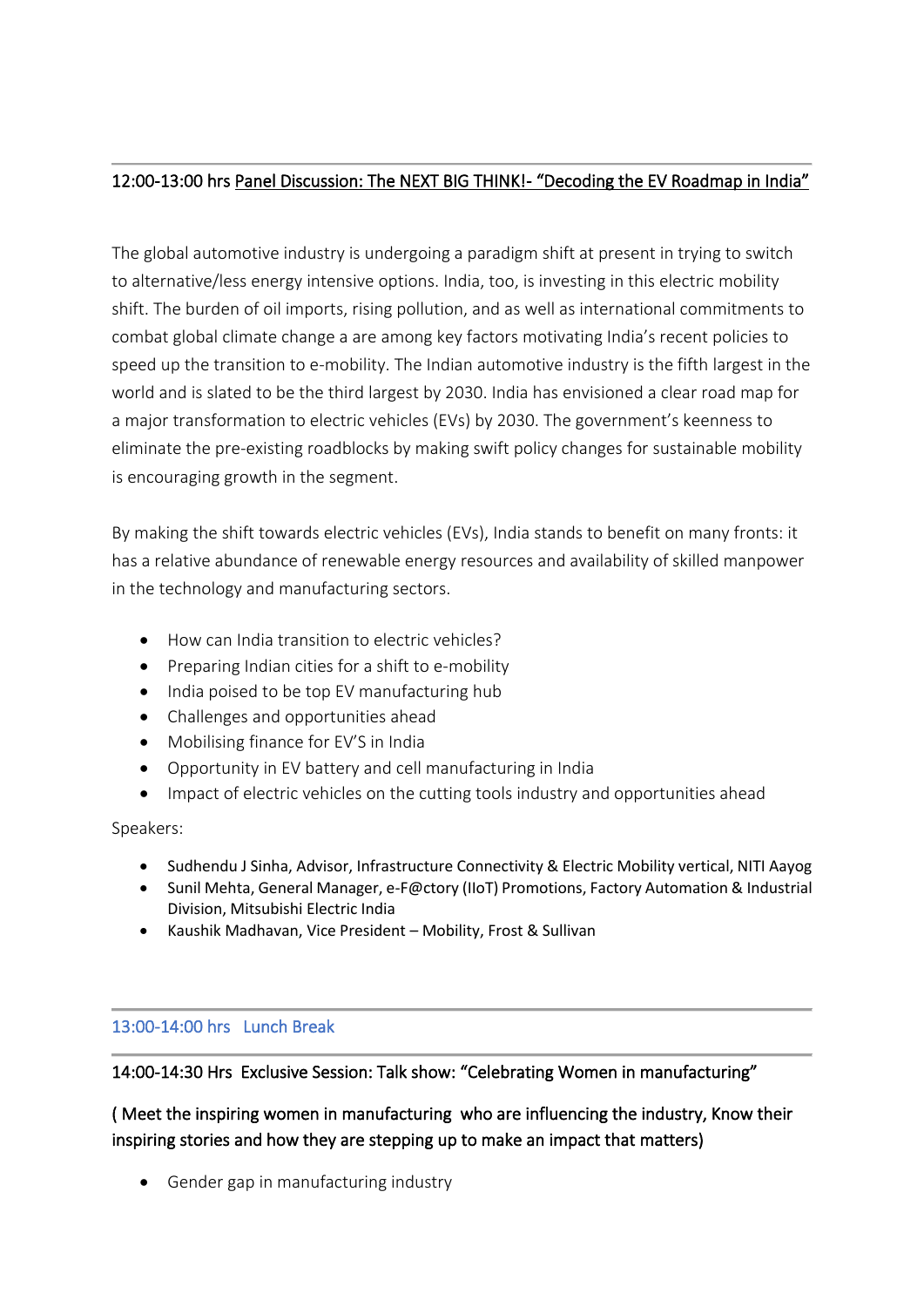---

12:00-13:00 hrs <u>Panel Discussion: The NEXT BIG THINK!- "Decoding the EV Roadmap in India"</u>

The global automotive industry is undergoing a paradigm shift at present in trying to switch to alternative/less energy intensive options. India, too, is investing in this electric mobility shift. The burden of oil imports, rising pollution, and as well as international commitments to combat global climate change a are among key factors motivating India's recent policies to speed up the transition to e-mobility. The Indian automotive industry is the fifth largest in the world and is slated to be the third largest by 2030. India has envisioned a clear road map for a major transformation to electric vehicles (EVs) by 2030. The government's keenness to eliminate the pre-existing roadblocks by making swift policy changes for sustainable mobility is encouraging growth in the segment.

By making the shift towards electric vehicles (EVs), India stands to benefit on many fronts: it has a relative abundance of renewable energy resources and availability of skilled manpower in the technology and manufacturing sectors.

- How can India transition to electric vehicles?
- Preparing Indian cities for a shift to e-mobility
- India poised to be top EV manufacturing hub
- Challenges and opportunities ahead
- Mobilising finance for EV'S in India
- Opportunity in EV battery and cell manufacturing in India
- Impact of electric vehicles on the cutting tools industry and opportunities ahead

Speakers:

- Sudhendu J Sinha, Advisor, Infrastructure Connectivity & Electric Mobility vertical, NITI Aayog
- Sunil Mehta, General Manager, e-F@ctory (IIoT) Promotions, Factory Automation & Industrial Division, Mitsubishi Electric India
- Kaushik Madhavan, Vice President – Mobility, Frost & Sullivan

---

13:00-14:00 hrs Lunch Break

---

14:00-14:30 Hrs Exclusive Session: Talk show: "Celebrating Women in manufacturing"

( Meet the inspiring women in manufacturing who are influencing the industry, Know their inspiring stories and how they are stepping up to make an impact that matters)

- Gender gap in manufacturing industry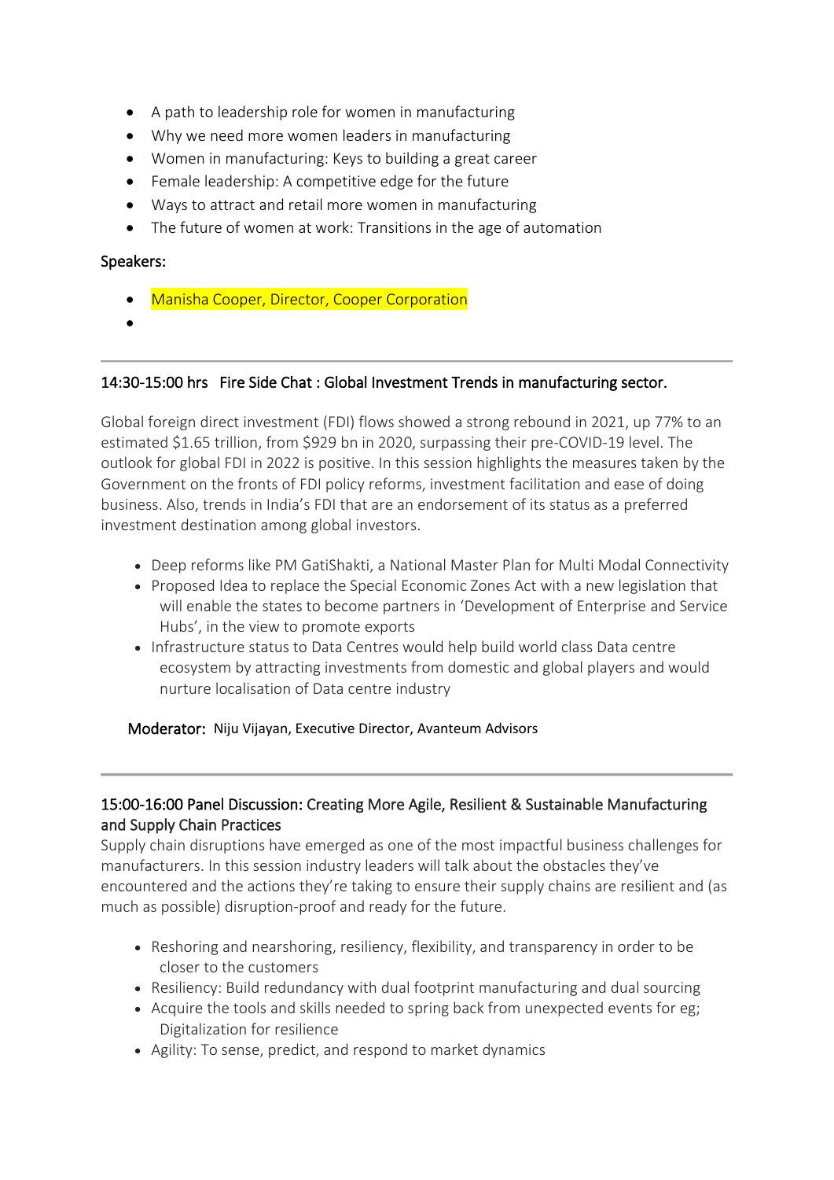- A path to leadership role for women in manufacturing
- Why we need more women leaders in manufacturing
- Women in manufacturing: Keys to building a great career
- Female leadership: A competitive edge for the future
- Ways to attract and retail more women in manufacturing
- The future of women at work: Transitions in the age of automation

Speakers:

- Manisha Cooper, Director, Cooper Corporation
- 

---

14:30-15:00 hrs   Fire Side Chat : Global Investment Trends in manufacturing sector.

Global foreign direct investment (FDI) flows showed a strong rebound in 2021, up 77% to an estimated $1.65 trillion, from $929 bn in 2020, surpassing their pre-COVID-19 level. The outlook for global FDI in 2022 is positive. In this session highlights the measures taken by the Government on the fronts of FDI policy reforms, investment facilitation and ease of doing business. Also, trends in India's FDI that are an endorsement of its status as a preferred investment destination among global investors.

- Deep reforms like PM GatiShakti, a National Master Plan for Multi Modal Connectivity
- Proposed Idea to replace the Special Economic Zones Act with a new legislation that will enable the states to become partners in 'Development of Enterprise and Service Hubs', in the view to promote exports
- Infrastructure status to Data Centres would help build world class Data centre ecosystem by attracting investments from domestic and global players and would nurture localisation of Data centre industry

Moderator: Niju Vijayan, Executive Director, Avanteum Advisors

---

15:00-16:00 Panel Discussion: Creating More Agile, Resilient & Sustainable Manufacturing and Supply Chain Practices

Supply chain disruptions have emerged as one of the most impactful business challenges for manufacturers. In this session industry leaders will talk about the obstacles they've encountered and the actions they're taking to ensure their supply chains are resilient and (as much as possible) disruption-proof and ready for the future.

- Reshoring and nearshoring, resiliency, flexibility, and transparency in order to be closer to the customers
- Resiliency: Build redundancy with dual footprint manufacturing and dual sourcing
- Acquire the tools and skills needed to spring back from unexpected events for eg; Digitalization for resilience
- Agility: To sense, predict, and respond to market dynamics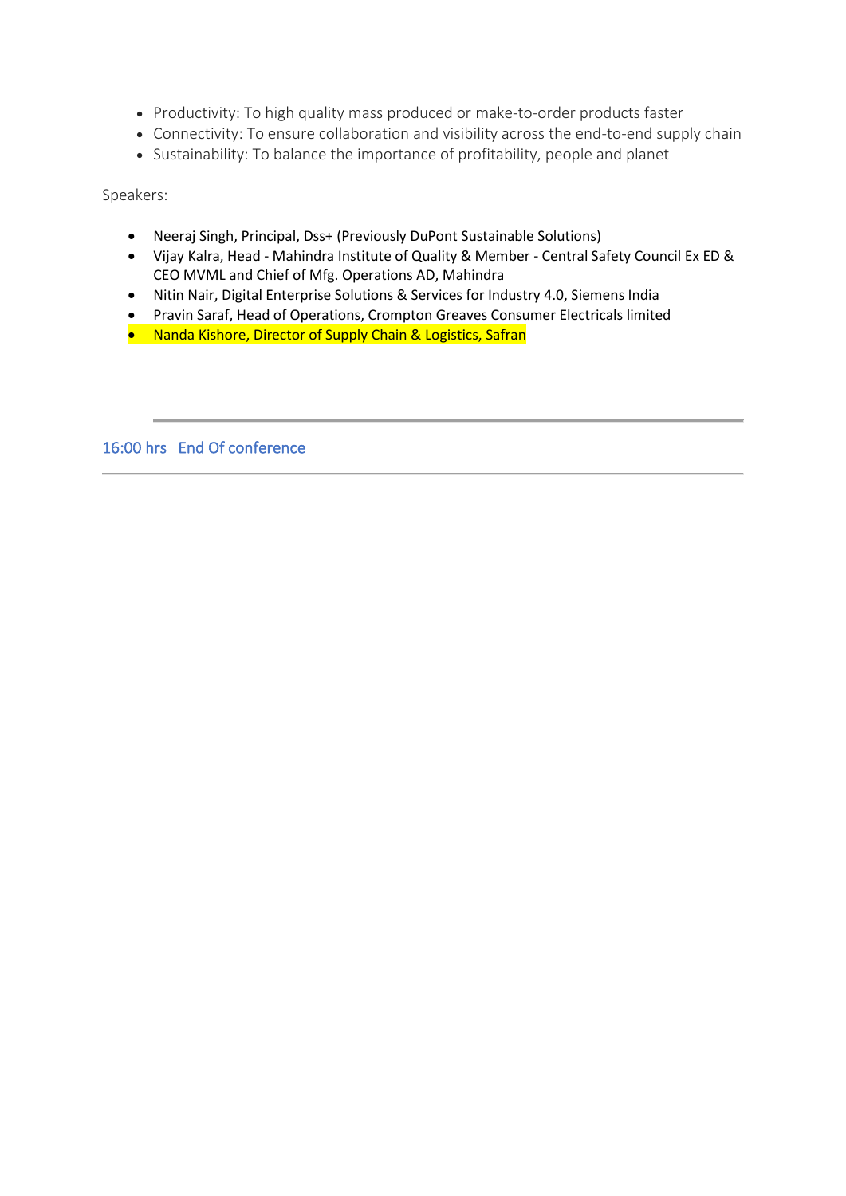- Productivity: To high quality mass produced or make-to-order products faster
- Connectivity: To ensure collaboration and visibility across the end-to-end supply chain
- Sustainability: To balance the importance of profitability, people and planet

Speakers:

- Neeraj Singh, Principal, Dss+ (Previously DuPont Sustainable Solutions)
- Vijay Kalra, Head - Mahindra Institute of Quality & Member - Central Safety Council Ex ED & CEO MVML and Chief of Mfg. Operations AD, Mahindra
- Nitin Nair, Digital Enterprise Solutions & Services for Industry 4.0, Siemens India
- Pravin Saraf, Head of Operations, Crompton Greaves Consumer Electricals limited
- Nanda Kishore, Director of Supply Chain & Logistics, Safran

---

16:00 hrs End Of conference

---